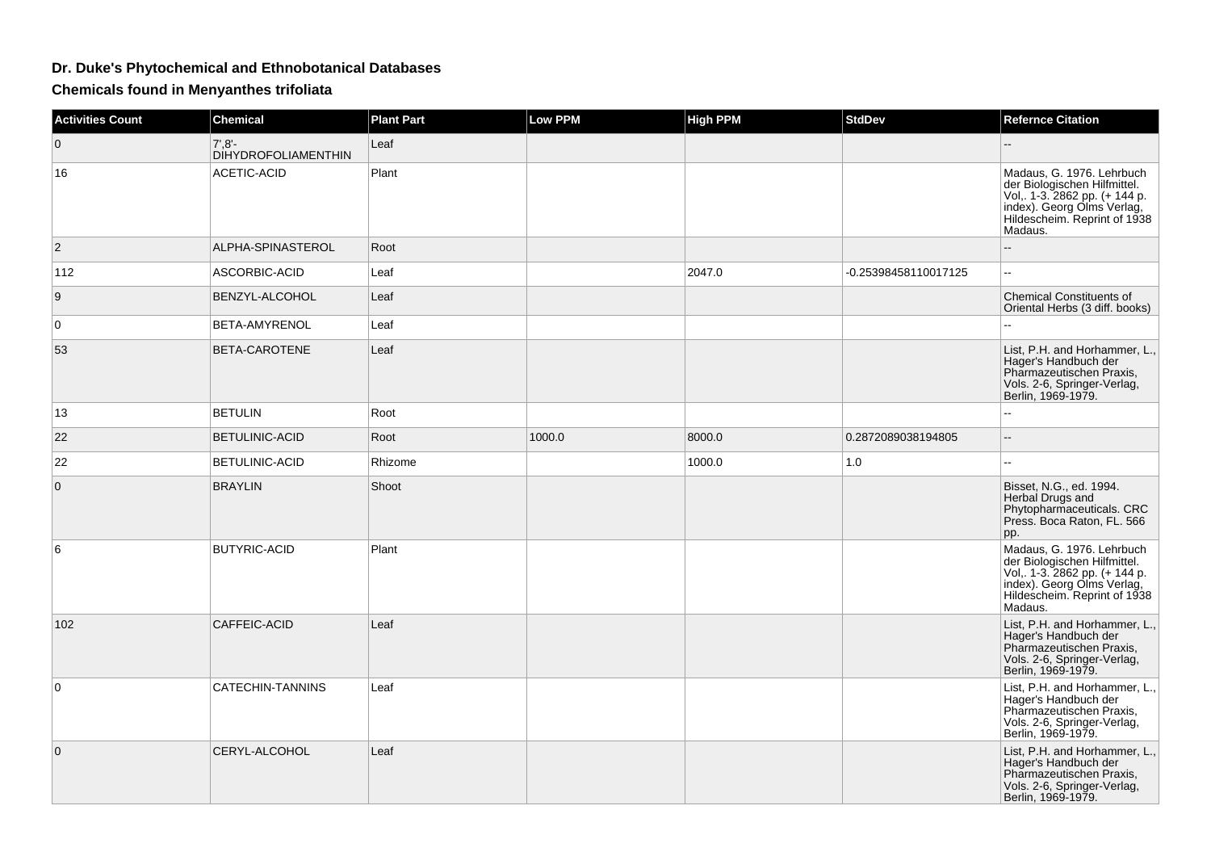# Dr. Duke's Phytochemical and Ethnobotanical Databases

## Chemicals found in Menyanthes trifoliata

| Activities Count | Chemical | Plant Part | Low PPM | High PPM | StdDev | Refernce Citation |
|---|---|---|---|---|---|---|
| 0 | 7',8'-DIHYDROFOLIAMENTHIN | Leaf | | | | -- |
| 16 | ACETIC-ACID | Plant | | | | Madaus, G. 1976. Lehrbuch der Biologischen Hilfmittel. Vol,. 1-3. 2862 pp. (+ 144 p. index). Georg Olms Verlag, Hildescheim. Reprint of 1938 Madaus. |
| 2 | ALPHA-SPINASTEROL | Root | | | | -- |
| 112 | ASCORBIC-ACID | Leaf | | 2047.0 | -0.25398458110017125 | -- |
| 9 | BENZYL-ALCOHOL | Leaf | | | | Chemical Constituents of Oriental Herbs (3 diff. books) |
| 0 | BETA-AMYRENOL | Leaf | | | | -- |
| 53 | BETA-CAROTENE | Leaf | | | | List, P.H. and Horhammer, L., Hager's Handbuch der Pharmazeutischen Praxis, Vols. 2-6, Springer-Verlag, Berlin, 1969-1979. |
| 13 | BETULIN | Root | | | | -- |
| 22 | BETULINIC-ACID | Root | 1000.0 | 8000.0 | 0.2872089038194805 | -- |
| 22 | BETULINIC-ACID | Rhizome | | 1000.0 | 1.0 | -- |
| 0 | BRAYLIN | Shoot | | | | Bisset, N.G., ed. 1994. Herbal Drugs and Phytopharmaceuticals. CRC Press. Boca Raton, FL. 566 pp. |
| 6 | BUTYRIC-ACID | Plant | | | | Madaus, G. 1976. Lehrbuch der Biologischen Hilfmittel. Vol,. 1-3. 2862 pp. (+ 144 p. index). Georg Olms Verlag, Hildescheim. Reprint of 1938 Madaus. |
| 102 | CAFFEIC-ACID | Leaf | | | | List, P.H. and Horhammer, L., Hager's Handbuch der Pharmazeutischen Praxis, Vols. 2-6, Springer-Verlag, Berlin, 1969-1979. |
| 0 | CATECHIN-TANNINS | Leaf | | | | List, P.H. and Horhammer, L., Hager's Handbuch der Pharmazeutischen Praxis, Vols. 2-6, Springer-Verlag, Berlin, 1969-1979. |
| 0 | CERYL-ALCOHOL | Leaf | | | | List, P.H. and Horhammer, L., Hager's Handbuch der Pharmazeutischen Praxis, Vols. 2-6, Springer-Verlag, Berlin, 1969-1979. |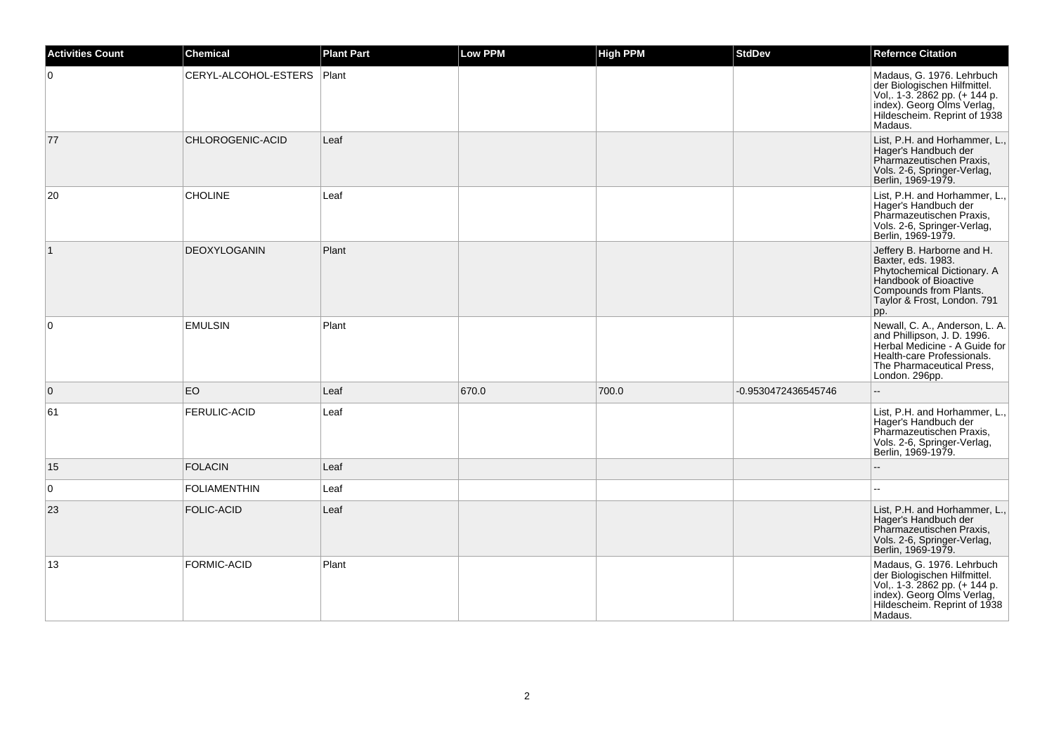| Activities Count | Chemical | Plant Part | Low PPM | High PPM | StdDev | Refernce Citation |
| --- | --- | --- | --- | --- | --- | --- |
| 0 | CERYL-ALCOHOL-ESTERS | Plant | | | | Madaus, G. 1976. Lehrbuch der Biologischen Hilfmittel. Vol,. 1-3. 2862 pp. (+ 144 p. index). Georg Olms Verlag, Hildescheim. Reprint of 1938 Madaus. |
| 77 | CHLOROGENIC-ACID | Leaf | | | | List, P.H. and Horhammer, L., Hager's Handbuch der Pharmazeutischen Praxis, Vols. 2-6, Springer-Verlag, Berlin, 1969-1979. |
| 20 | CHOLINE | Leaf | | | | List, P.H. and Horhammer, L., Hager's Handbuch der Pharmazeutischen Praxis, Vols. 2-6, Springer-Verlag, Berlin, 1969-1979. |
| 1 | DEOXYLOGANIN | Plant | | | | Jeffery B. Harborne and H. Baxter, eds. 1983. Phytochemical Dictionary. A Handbook of Bioactive Compounds from Plants. Taylor & Frost, London. 791 pp. |
| 0 | EMULSIN | Plant | | | | Newall, C. A., Anderson, L. A. and Phillipson, J. D. 1996. Herbal Medicine - A Guide for Health-care Professionals. The Pharmaceutical Press, London. 296pp. |
| 0 | EO | Leaf | 670.0 | 700.0 | -0.9530472436545746 | -- |
| 61 | FERULIC-ACID | Leaf | | | | List, P.H. and Horhammer, L., Hager's Handbuch der Pharmazeutischen Praxis, Vols. 2-6, Springer-Verlag, Berlin, 1969-1979. |
| 15 | FOLACIN | Leaf | | | | -- |
| 0 | FOLIAMENTHIN | Leaf | | | | -- |
| 23 | FOLIC-ACID | Leaf | | | | List, P.H. and Horhammer, L., Hager's Handbuch der Pharmazeutischen Praxis, Vols. 2-6, Springer-Verlag, Berlin, 1969-1979. |
| 13 | FORMIC-ACID | Plant | | | | Madaus, G. 1976. Lehrbuch der Biologischen Hilfmittel. Vol,. 1-3. 2862 pp. (+ 144 p. index). Georg Olms Verlag, Hildescheim. Reprint of 1938 Madaus. |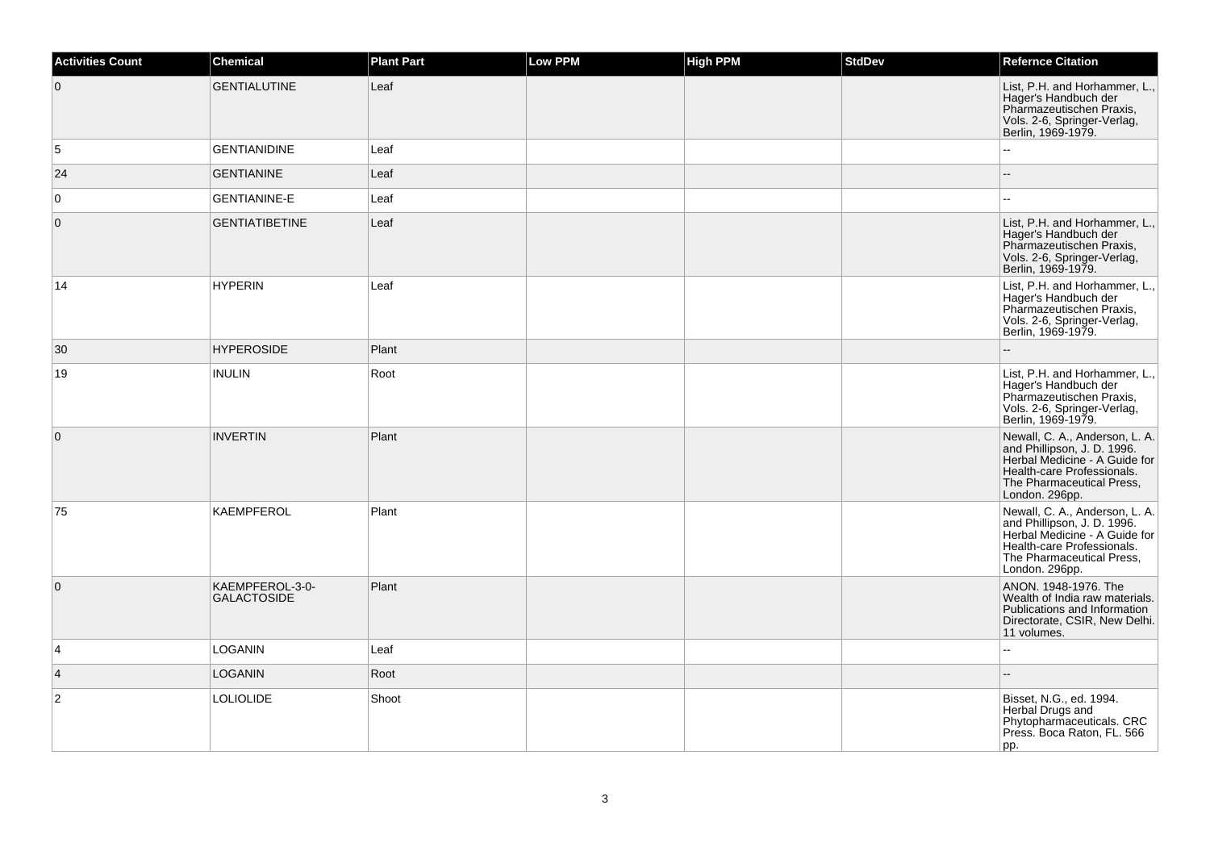| Activities Count | Chemical | Plant Part | Low PPM | High PPM | StdDev | Refernce Citation |
| --- | --- | --- | --- | --- | --- | --- |
| 0 | GENTIALUTINE | Leaf | | | | List, P.H. and Horhammer, L., Hager's Handbuch der Pharmazeutischen Praxis, Vols. 2-6, Springer-Verlag, Berlin, 1969-1979. |
| 5 | GENTIANIDINE | Leaf | | | | -- |
| 24 | GENTIANINE | Leaf | | | | -- |
| 0 | GENTIANINE-E | Leaf | | | | -- |
| 0 | GENTIATIBETINE | Leaf | | | | List, P.H. and Horhammer, L., Hager's Handbuch der Pharmazeutischen Praxis, Vols. 2-6, Springer-Verlag, Berlin, 1969-1979. |
| 14 | HYPERIN | Leaf | | | | List, P.H. and Horhammer, L., Hager's Handbuch der Pharmazeutischen Praxis, Vols. 2-6, Springer-Verlag, Berlin, 1969-1979. |
| 30 | HYPEROSIDE | Plant | | | | -- |
| 19 | INULIN | Root | | | | List, P.H. and Horhammer, L., Hager's Handbuch der Pharmazeutischen Praxis, Vols. 2-6, Springer-Verlag, Berlin, 1969-1979. |
| 0 | INVERTIN | Plant | | | | Newall, C. A., Anderson, L. A. and Phillipson, J. D. 1996. Herbal Medicine - A Guide for Health-care Professionals. The Pharmaceutical Press, London. 296pp. |
| 75 | KAEMPFEROL | Plant | | | | Newall, C. A., Anderson, L. A. and Phillipson, J. D. 1996. Herbal Medicine - A Guide for Health-care Professionals. The Pharmaceutical Press, London. 296pp. |
| 0 | KAEMPFEROL-3-0-GALACTOSIDE | Plant | | | | ANON. 1948-1976. The Wealth of India raw materials. Publications and Information Directorate, CSIR, New Delhi. 11 volumes. |
| 4 | LOGANIN | Leaf | | | | -- |
| 4 | LOGANIN | Root | | | | -- |
| 2 | LOLIOLIDE | Shoot | | | | Bisset, N.G., ed. 1994. Herbal Drugs and Phytopharmaceuticals. CRC Press. Boca Raton, FL. 566 pp. |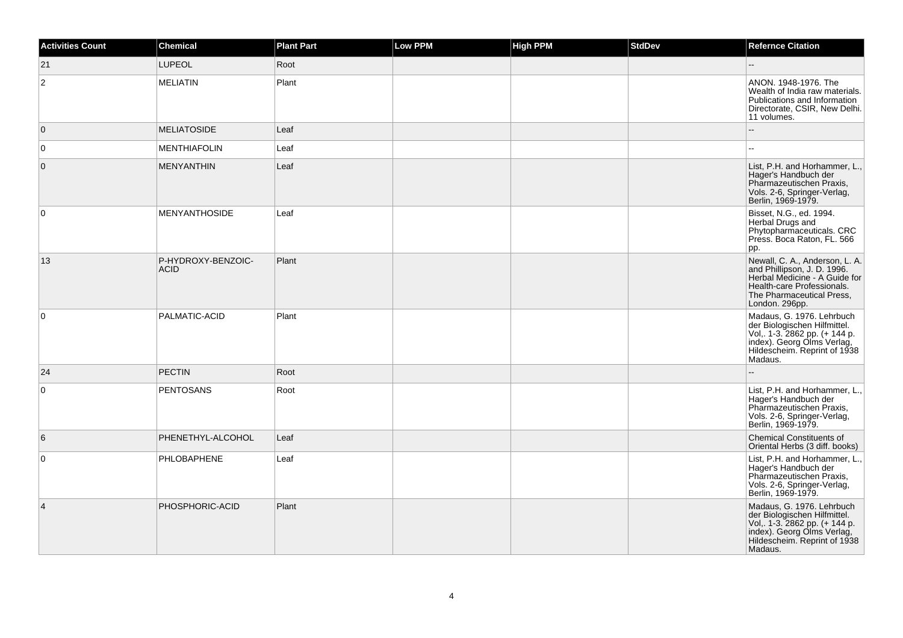| Activities Count | Chemical | Plant Part | Low PPM | High PPM | StdDev | Refernce Citation |
| --- | --- | --- | --- | --- | --- | --- |
| 21 | LUPEOL | Root | | | | -- |
| 2 | MELIATIN | Plant | | | | ANON. 1948-1976. The Wealth of India raw materials. Publications and Information Directorate, CSIR, New Delhi. 11 volumes. |
| 0 | MELIATOSIDE | Leaf | | | | -- |
| 0 | MENTHIAFOLIN | Leaf | | | | -- |
| 0 | MENYANTHIN | Leaf | | | | List, P.H. and Horhammer, L., Hager's Handbuch der Pharmazeutischen Praxis, Vols. 2-6, Springer-Verlag, Berlin, 1969-1979. |
| 0 | MENYANTHOSIDE | Leaf | | | | Bisset, N.G., ed. 1994. Herbal Drugs and Phytopharmaceuticals. CRC Press. Boca Raton, FL. 566 pp. |
| 13 | P-HYDROXY-BENZOIC-ACID | Plant | | | | Newall, C. A., Anderson, L. A. and Phillipson, J. D. 1996. Herbal Medicine - A Guide for Health-care Professionals. The Pharmaceutical Press, London. 296pp. |
| 0 | PALMATIC-ACID | Plant | | | | Madaus, G. 1976. Lehrbuch der Biologischen Hilfmittel. Vol,. 1-3. 2862 pp. (+ 144 p. index). Georg Olms Verlag, Hildescheim. Reprint of 1938 Madaus. |
| 24 | PECTIN | Root | | | | -- |
| 0 | PENTOSANS | Root | | | | List, P.H. and Horhammer, L., Hager's Handbuch der Pharmazeutischen Praxis, Vols. 2-6, Springer-Verlag, Berlin, 1969-1979. |
| 6 | PHENETHYL-ALCOHOL | Leaf | | | | Chemical Constituents of Oriental Herbs (3 diff. books) |
| 0 | PHLOBAPHENE | Leaf | | | | List, P.H. and Horhammer, L., Hager's Handbuch der Pharmazeutischen Praxis, Vols. 2-6, Springer-Verlag, Berlin, 1969-1979. |
| 4 | PHOSPHORIC-ACID | Plant | | | | Madaus, G. 1976. Lehrbuch der Biologischen Hilfmittel. Vol,. 1-3. 2862 pp. (+ 144 p. index). Georg Olms Verlag, Hildescheim. Reprint of 1938 Madaus. |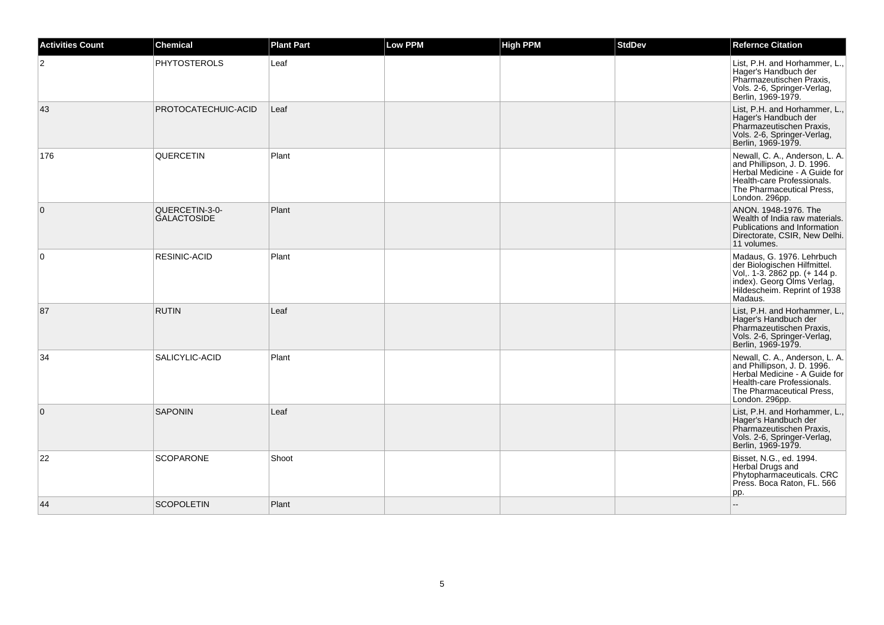| Activities Count | Chemical | Plant Part | Low PPM | High PPM | StdDev | Refernce Citation |
|---|---|---|---|---|---|---|
| 2 | PHYTOSTEROLS | Leaf | | | | List, P.H. and Horhammer, L., Hager's Handbuch der Pharmazeutischen Praxis, Vols. 2-6, Springer-Verlag, Berlin, 1969-1979. |
| 43 | PROTOCATECHUIC-ACID | Leaf | | | | List, P.H. and Horhammer, L., Hager's Handbuch der Pharmazeutischen Praxis, Vols. 2-6, Springer-Verlag, Berlin, 1969-1979. |
| 176 | QUERCETIN | Plant | | | | Newall, C. A., Anderson, L. A. and Phillipson, J. D. 1996. Herbal Medicine - A Guide for Health-care Professionals. The Pharmaceutical Press, London. 296pp. |
| 0 | QUERCETIN-3-0-GALACTOSIDE | Plant | | | | ANON. 1948-1976. The Wealth of India raw materials. Publications and Information Directorate, CSIR, New Delhi. 11 volumes. |
| 0 | RESINIC-ACID | Plant | | | | Madaus, G. 1976. Lehrbuch der Biologischen Hilfmittel. Vol,. 1-3. 2862 pp. (+ 144 p. index). Georg Olms Verlag, Hildescheim. Reprint of 1938 Madaus. |
| 87 | RUTIN | Leaf | | | | List, P.H. and Horhammer, L., Hager's Handbuch der Pharmazeutischen Praxis, Vols. 2-6, Springer-Verlag, Berlin, 1969-1979. |
| 34 | SALICYLIC-ACID | Plant | | | | Newall, C. A., Anderson, L. A. and Phillipson, J. D. 1996. Herbal Medicine - A Guide for Health-care Professionals. The Pharmaceutical Press, London. 296pp. |
| 0 | SAPONIN | Leaf | | | | List, P.H. and Horhammer, L., Hager's Handbuch der Pharmazeutischen Praxis, Vols. 2-6, Springer-Verlag, Berlin, 1969-1979. |
| 22 | SCOPARONE | Shoot | | | | Bisset, N.G., ed. 1994. Herbal Drugs and Phytopharmaceuticals. CRC Press. Boca Raton, FL. 566 pp. |
| 44 | SCOPOLETIN | Plant | | | | -- |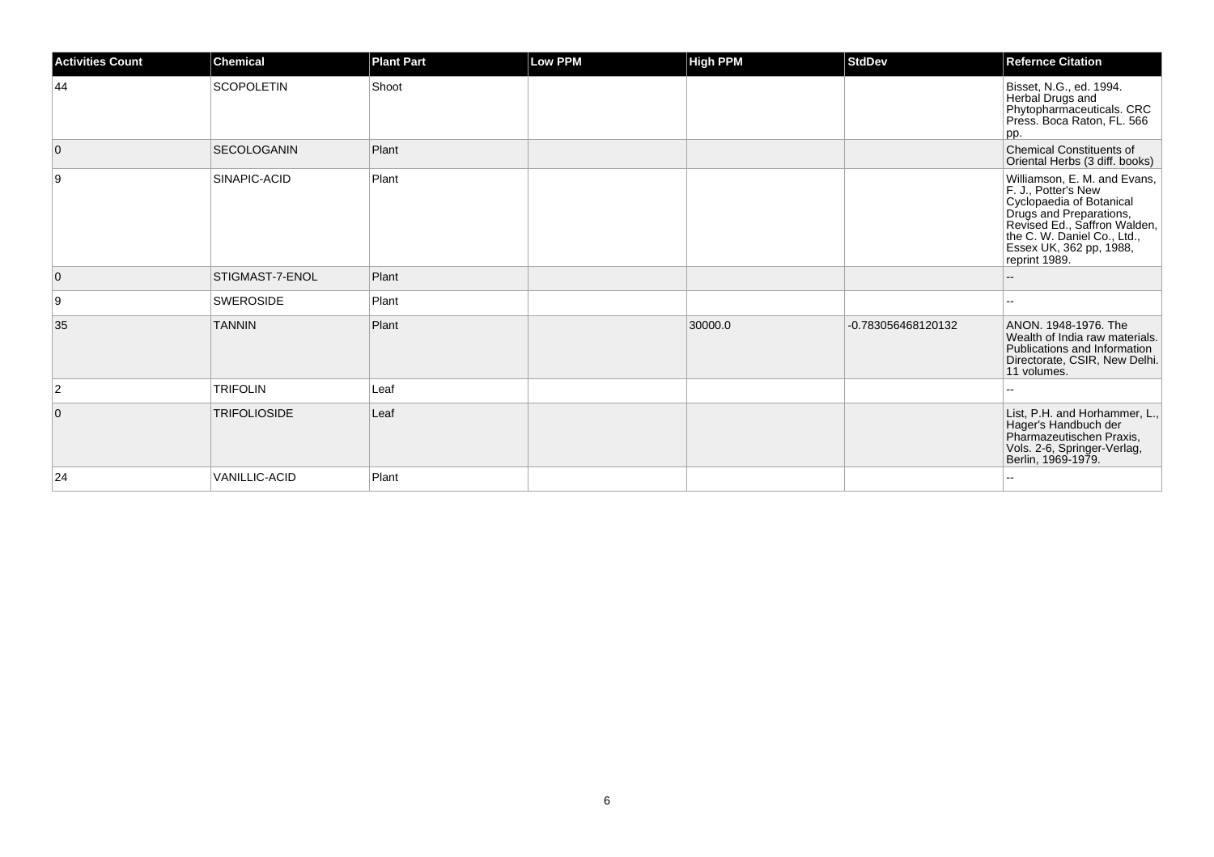| Activities Count | Chemical | Plant Part | Low PPM | High PPM | StdDev | Refernce Citation |
|---|---|---|---|---|---|---|
| 44 | SCOPOLETIN | Shoot | | | | Bisset, N.G., ed. 1994. Herbal Drugs and Phytopharmaceuticals. CRC Press. Boca Raton, FL. 566 pp. |
| 0 | SECOLOGANIN | Plant | | | | Chemical Constituents of Oriental Herbs (3 diff. books) |
| 9 | SINAPIC-ACID | Plant | | | | Williamson, E. M. and Evans, F. J., Potter's New Cyclopaedia of Botanical Drugs and Preparations, Revised Ed., Saffron Walden, the C. W. Daniel Co., Ltd., Essex UK, 362 pp, 1988, reprint 1989. |
| 0 | STIGMAST-7-ENOL | Plant | | | | -- |
| 9 | SWEROSIDE | Plant | | | | -- |
| 35 | TANNIN | Plant | | 30000.0 | -0.783056468120132 | ANON. 1948-1976. The Wealth of India raw materials. Publications and Information Directorate, CSIR, New Delhi. 11 volumes. |
| 2 | TRIFOLIN | Leaf | | | | -- |
| 0 | TRIFOLIOSIDE | Leaf | | | | List, P.H. and Horhammer, L., Hager's Handbuch der Pharmazeutischen Praxis, Vols. 2-6, Springer-Verlag, Berlin, 1969-1979. |
| 24 | VANILLIC-ACID | Plant | | | | -- |